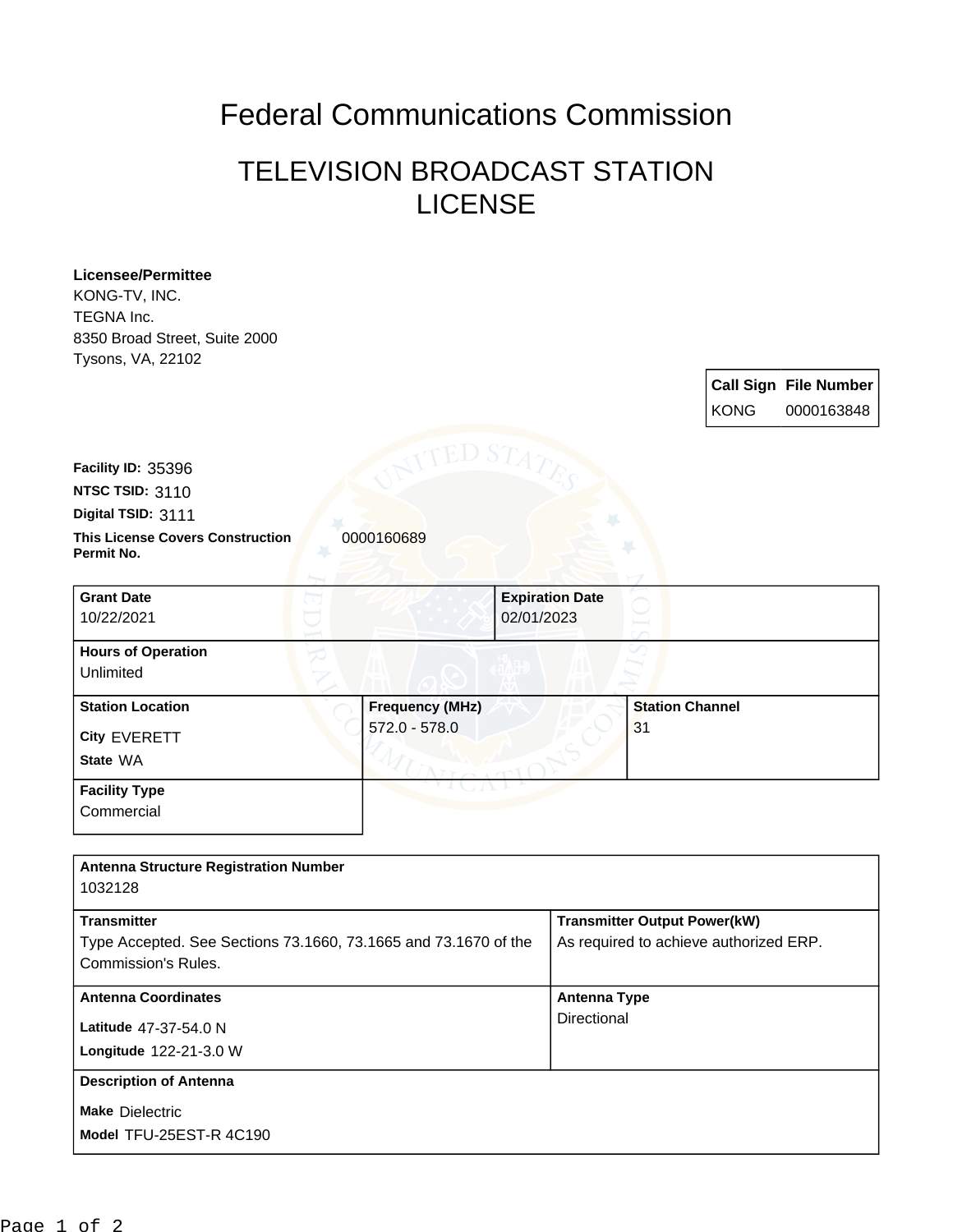# Federal Communications Commission

## TELEVISION BROADCAST STATION LICENSE

**Licensee/Permittee**
KONG-TV, INC.
TEGNA Inc.
8350 Broad Street, Suite 2000
Tysons, VA, 22102

| Call Sign | File Number |
| --- | --- |
| KONG | 0000163848 |

**Facility ID:** 35396
**NTSC TSID:** 3110
**Digital TSID:** 3111
**This License Covers Construction Permit No.** 0000160689

| Grant Date | Expiration Date |
| --- | --- |
| 10/22/2021 | 02/01/2023 |

**Hours of Operation**
Unlimited

| Station Location | Frequency (MHz) | Station Channel |
| --- | --- | --- |
| City EVERETT<br>State WA | 572.0 - 578.0 | 31 |

**Facility Type**
Commercial

**Antenna Structure Registration Number**
1032128

| Transmitter | Transmitter Output Power(kW) |
| --- | --- |
| Type Accepted. See Sections 73.1660, 73.1665 and 73.1670 of the Commission's Rules. | As required to achieve authorized ERP. |

| Antenna Coordinates | Antenna Type |
| --- | --- |
| Latitude 47-37-54.0 N<br>Longitude 122-21-3.0 W | Directional |

**Description of Antenna**
Make Dielectric
Model TFU-25EST-R 4C190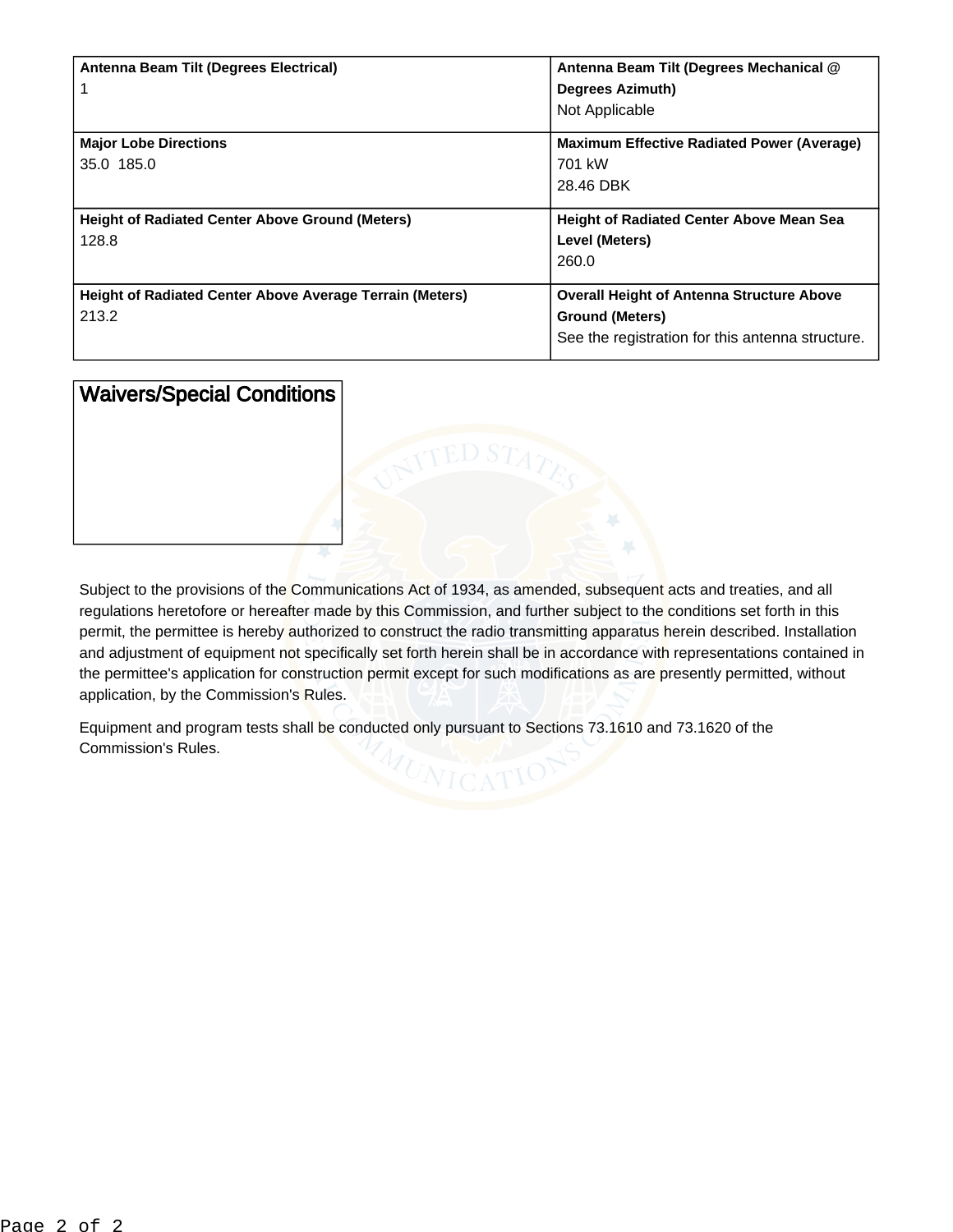| | |
|---|---|
| **Antenna Beam Tilt (Degrees Electrical)**<br>1 | **Antenna Beam Tilt (Degrees Mechanical @ Degrees Azimuth)**<br>Not Applicable |
| **Major Lobe Directions**<br>35.0 185.0 | **Maximum Effective Radiated Power (Average)**<br>701 kW<br>28.46 DBK |
| **Height of Radiated Center Above Ground (Meters)**<br>128.8 | **Height of Radiated Center Above Mean Sea Level (Meters)**<br>260.0 |
| **Height of Radiated Center Above Average Terrain (Meters)**<br>213.2 | **Overall Height of Antenna Structure Above Ground (Meters)**<br>See the registration for this antenna structure. |

## Waivers/Special Conditions

Subject to the provisions of the Communications Act of 1934, as amended, subsequent acts and treaties, and all regulations heretofore or hereafter made by this Commission, and further subject to the conditions set forth in this permit, the permittee is hereby authorized to construct the radio transmitting apparatus herein described. Installation and adjustment of equipment not specifically set forth herein shall be in accordance with representations contained in the permittee's application for construction permit except for such modifications as are presently permitted, without application, by the Commission's Rules.

Equipment and program tests shall be conducted only pursuant to Sections 73.1610 and 73.1620 of the Commission's Rules.